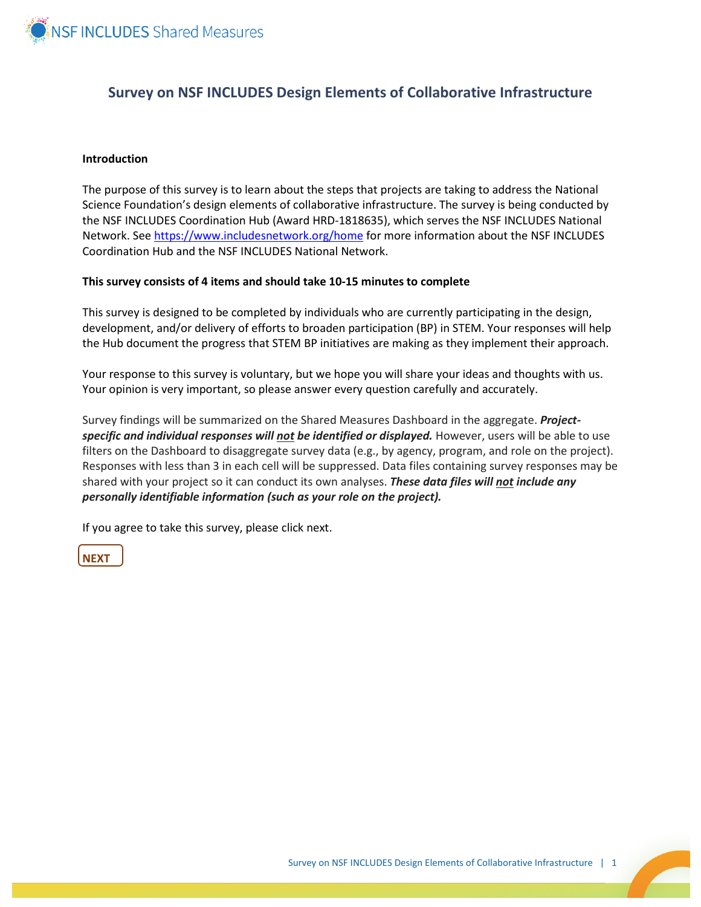# Survey on NSF INCLUDES Design Elements of Collaborative Infrastructure

## Introduction

The purpose of this survey is to learn about the steps that projects are taking to address the National Science Foundation's design elements of collaborative infrastructure. The survey is being conducted by the NSF INCLUDES Coordination Hub (Award HRD-1818635), which serves the NSF INCLUDES National Network. See https://www.includesnetwork.org/home for more information about the NSF INCLUDES Coordination Hub and the NSF INCLUDES National Network.

**This survey consists of 4 items and should take 10-15 minutes to complete**

This survey is designed to be completed by individuals who are currently participating in the design, development, and/or delivery of efforts to broaden participation (BP) in STEM. Your responses will help the Hub document the progress that STEM BP initiatives are making as they implement their approach.

Your response to this survey is voluntary, but we hope you will share your ideas and thoughts with us. Your opinion is very important, so please answer every question carefully and accurately.

Survey findings will be summarized on the Shared Measures Dashboard in the aggregate. ***Project-specific and individual responses will not be identified or displayed.*** However, users will be able to use filters on the Dashboard to disaggregate survey data (e.g., by agency, program, and role on the project). Responses with less than 3 in each cell will be suppressed. Data files containing survey responses may be shared with your project so it can conduct its own analyses. ***These data files will not include any personally identifiable information (such as your role on the project).***

If you agree to take this survey, please click next.

NEXT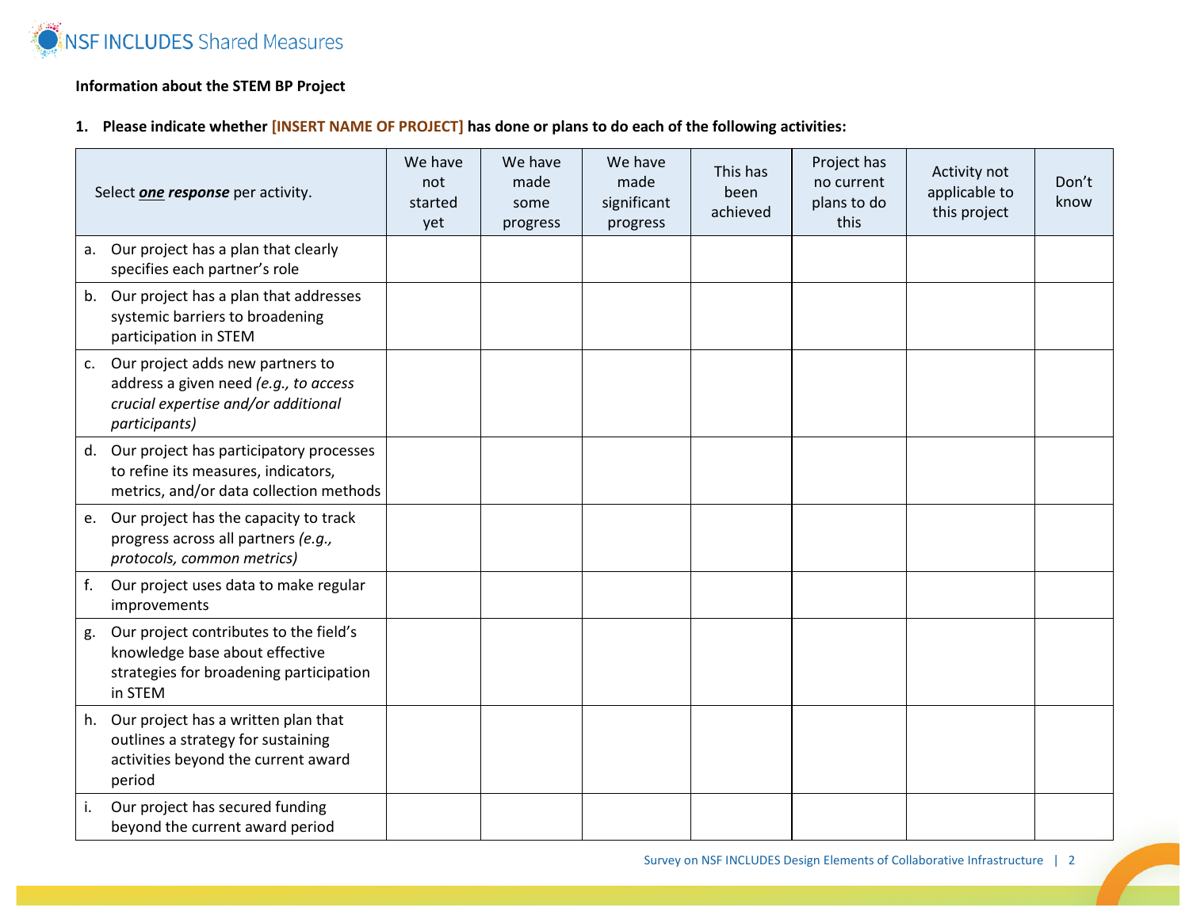**Information about the STEM BP Project**

1. **Please indicate whether [INSERT NAME OF PROJECT] has done or plans to do each of the following activities:**

| Select ***one response*** per activity. | We have not started yet | We have made some progress | We have made significant progress | This has been achieved | Project has no current plans to do this | Activity not applicable to this project | Don't know |
|---|---|---|---|---|---|---|---|
| a. Our project has a plan that clearly specifies each partner's role | | | | | | | |
| b. Our project has a plan that addresses systemic barriers to broadening participation in STEM | | | | | | | |
| c. Our project adds new partners to address a given need *(e.g., to access crucial expertise and/or additional participants)* | | | | | | | |
| d. Our project has participatory processes to refine its measures, indicators, metrics, and/or data collection methods | | | | | | | |
| e. Our project has the capacity to track progress across all partners *(e.g., protocols, common metrics)* | | | | | | | |
| f. Our project uses data to make regular improvements | | | | | | | |
| g. Our project contributes to the field's knowledge base about effective strategies for broadening participation in STEM | | | | | | | |
| h. Our project has a written plan that outlines a strategy for sustaining activities beyond the current award period | | | | | | | |
| i. Our project has secured funding beyond the current award period | | | | | | | |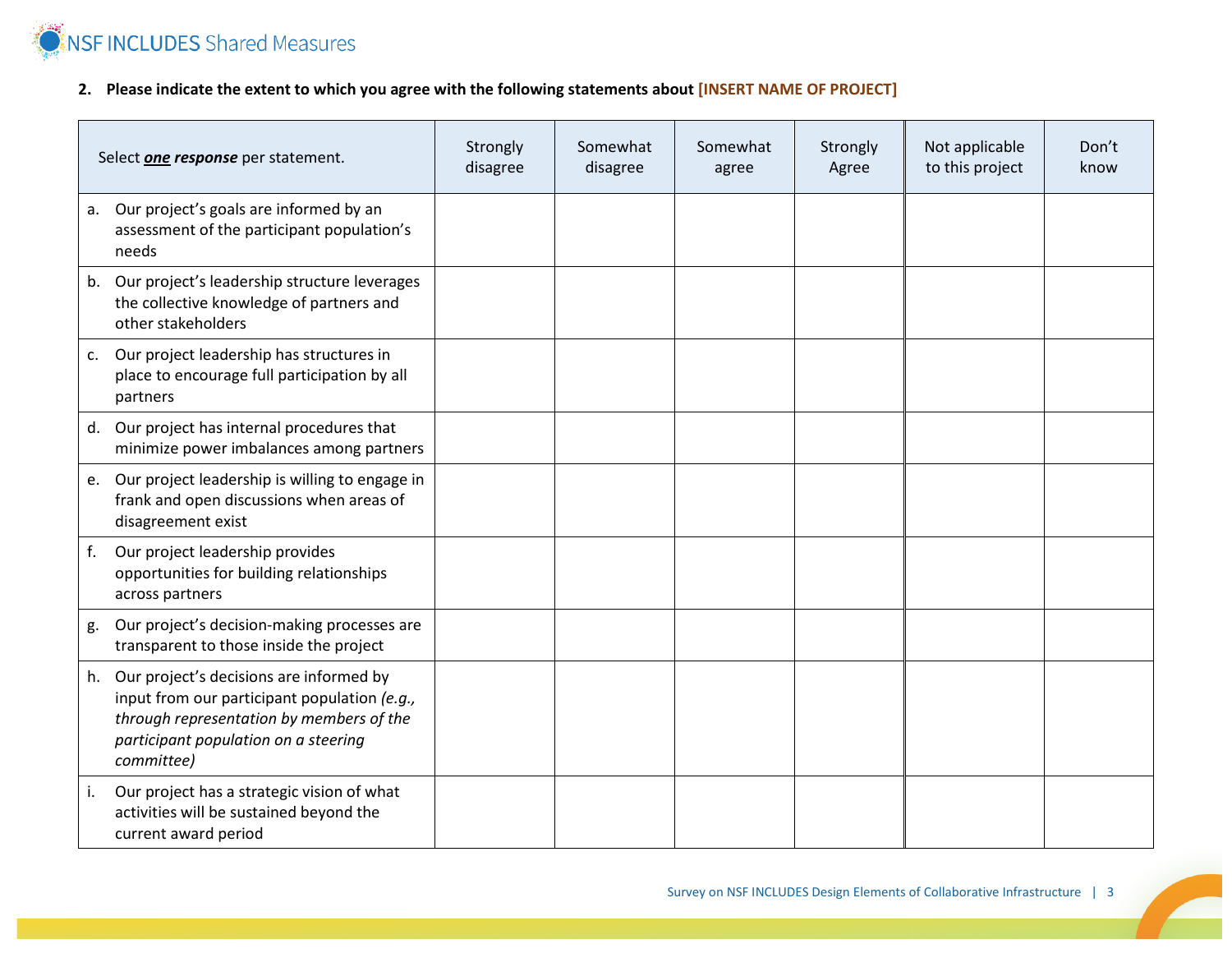**2. Please indicate the extent to which you agree with the following statements about [INSERT NAME OF PROJECT]**

| Select ***one response*** per statement. | Strongly disagree | Somewhat disagree | Somewhat agree | Strongly Agree | Not applicable to this project | Don't know |
|---|---|---|---|---|---|---|
| a. Our project's goals are informed by an assessment of the participant population's needs | | | | | | |
| b. Our project's leadership structure leverages the collective knowledge of partners and other stakeholders | | | | | | |
| c. Our project leadership has structures in place to encourage full participation by all partners | | | | | | |
| d. Our project has internal procedures that minimize power imbalances among partners | | | | | | |
| e. Our project leadership is willing to engage in frank and open discussions when areas of disagreement exist | | | | | | |
| f. Our project leadership provides opportunities for building relationships across partners | | | | | | |
| g. Our project's decision-making processes are transparent to those inside the project | | | | | | |
| h. Our project's decisions are informed by input from our participant population *(e.g., through representation by members of the participant population on a steering committee)* | | | | | | |
| i. Our project has a strategic vision of what activities will be sustained beyond the current award period | | | | | | |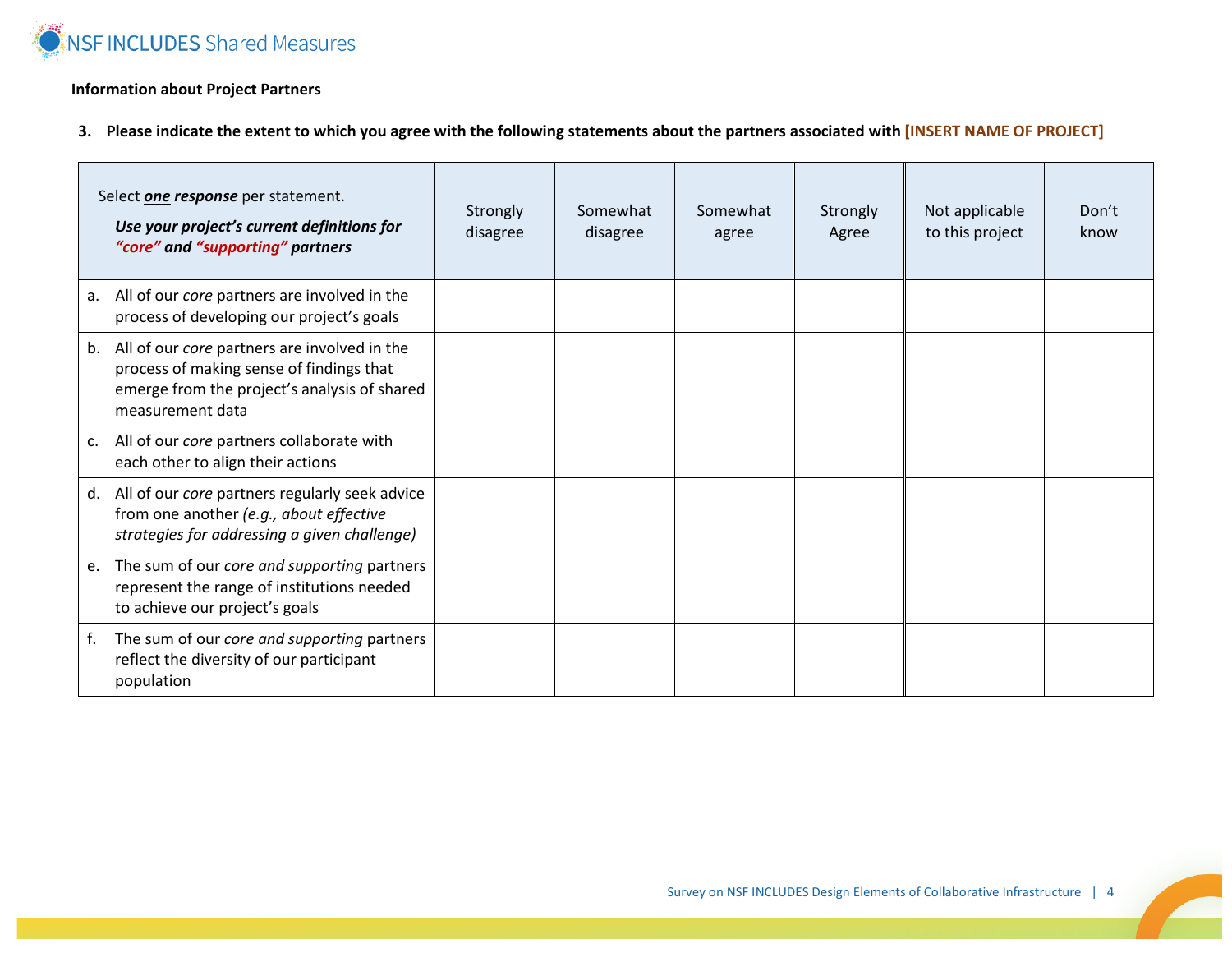**Information about Project Partners**

3. **Please indicate the extent to which you agree with the following statements about the partners associated with [INSERT NAME OF PROJECT]**

| Select ***one response*** per statement. ***Use your project's current definitions for "core" and "supporting" partners*** | Strongly disagree | Somewhat disagree | Somewhat agree | Strongly Agree | Not applicable to this project | Don't know |
|---|---|---|---|---|---|---|
| a. All of our *core* partners are involved in the process of developing our project's goals | | | | | | |
| b. All of our *core* partners are involved in the process of making sense of findings that emerge from the project's analysis of shared measurement data | | | | | | |
| c. All of our *core* partners collaborate with each other to align their actions | | | | | | |
| d. All of our *core* partners regularly seek advice from one another *(e.g., about effective strategies for addressing a given challenge)* | | | | | | |
| e. The sum of our *core and supporting* partners represent the range of institutions needed to achieve our project's goals | | | | | | |
| f. The sum of our *core and supporting* partners reflect the diversity of our participant population | | | | | | |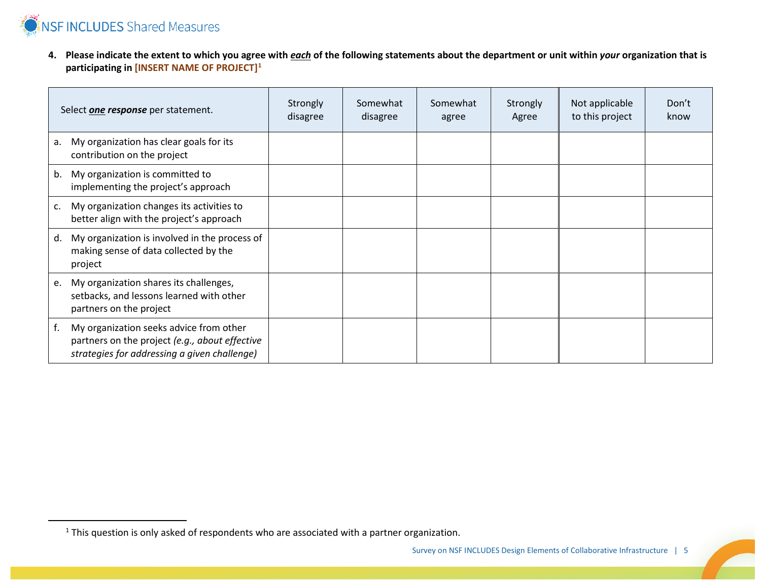**4. Please indicate the extent to which you agree with *each* of the following statements about the department or unit within *your* organization that is participating in [INSERT NAME OF PROJECT][1]**

| Select ***one response*** per statement. | Strongly disagree | Somewhat disagree | Somewhat agree | Strongly Agree | Not applicable to this project | Don't know |
|---|---|---|---|---|---|---|
| a. My organization has clear goals for its contribution on the project | | | | | | |
| b. My organization is committed to implementing the project's approach | | | | | | |
| c. My organization changes its activities to better align with the project's approach | | | | | | |
| d. My organization is involved in the process of making sense of data collected by the project | | | | | | |
| e. My organization shares its challenges, setbacks, and lessons learned with other partners on the project | | | | | | |
| f. My organization seeks advice from other partners on the project *(e.g., about effective strategies for addressing a given challenge)* | | | | | | |

[1] This question is only asked of respondents who are associated with a partner organization.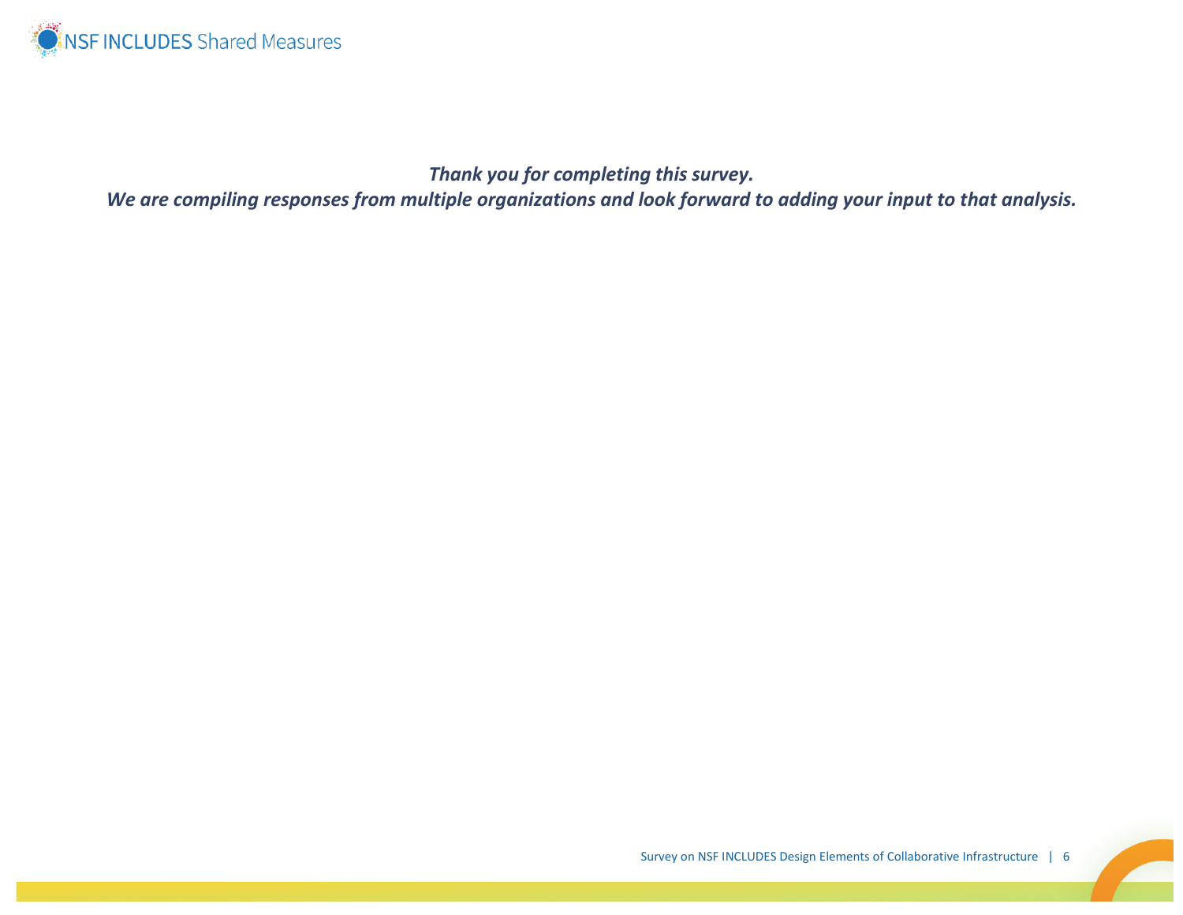*Thank you for completing this survey.*
*We are compiling responses from multiple organizations and look forward to adding your input to that analysis.*